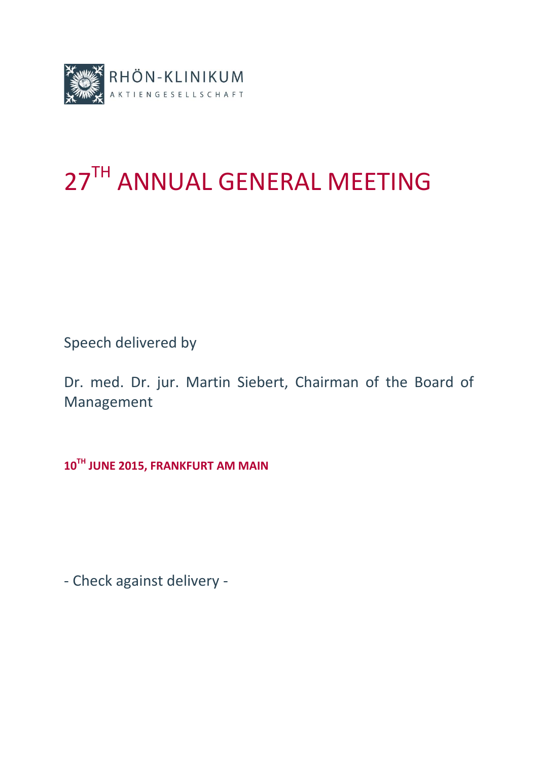RHÖN-KLINIKUM

AKTIENGESELLSCHAFT

# 27TH ANNUAL GENERAL MEETING

Speech delivered by

Dr. med. Dr. jur. Martin Siebert, Chairman of the Board of Management

**10TH JUNE 2015, FRANKFURT AM MAIN**

- Check against delivery -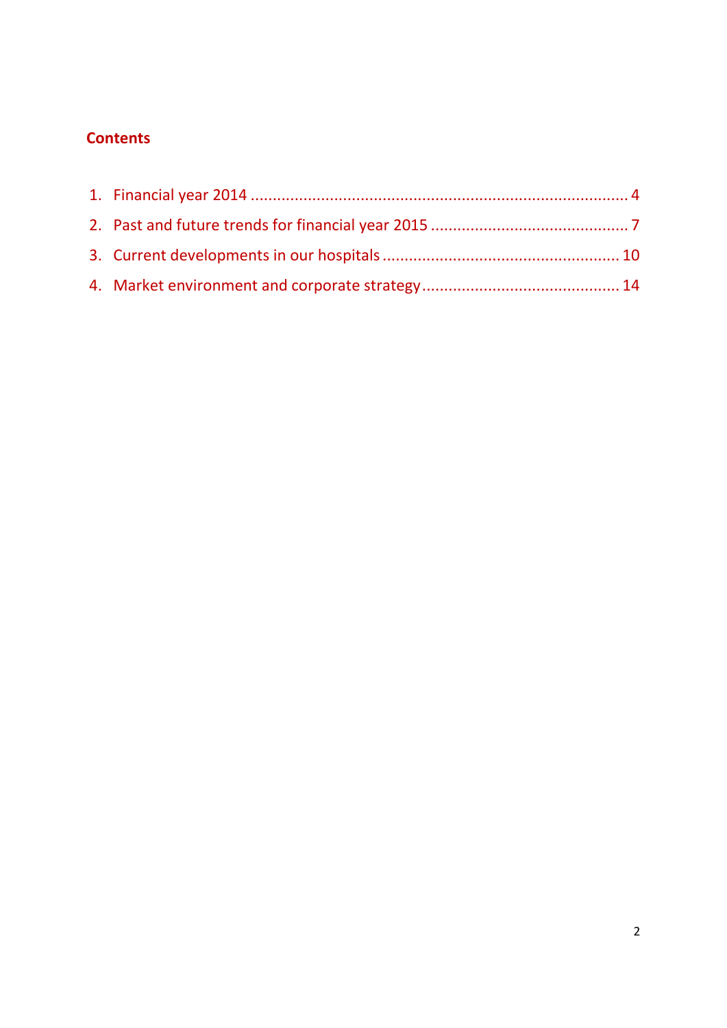## Contents

1. Financial year 2014 .................................................................................... 4
2. Past and future trends for financial year 2015 ............................................ 7
3. Current developments in our hospitals ..................................................... 10
4. Market environment and corporate strategy ............................................ 14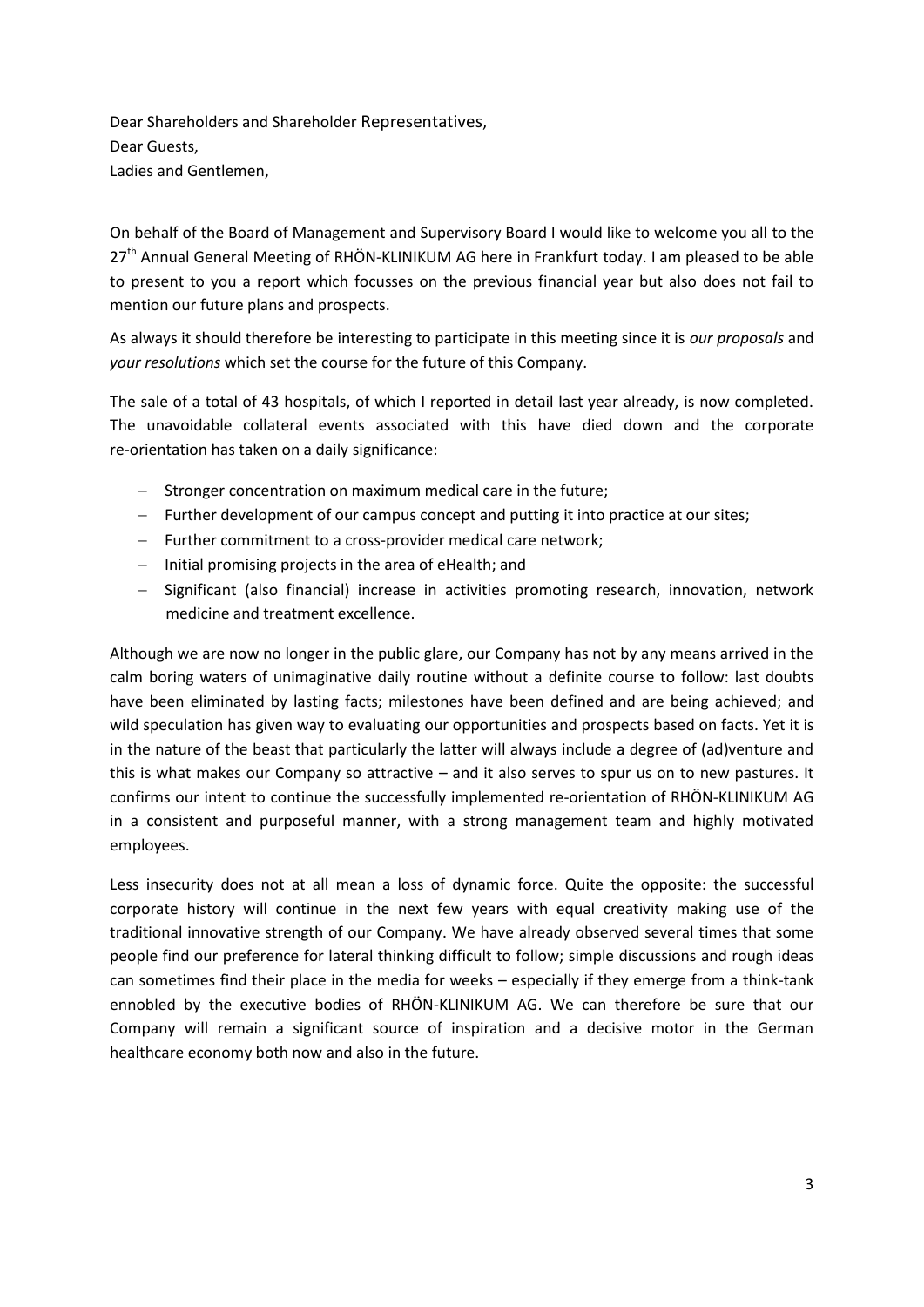Dear Shareholders and Shareholder Representatives,
Dear Guests,
Ladies and Gentlemen,

On behalf of the Board of Management and Supervisory Board I would like to welcome you all to the 27th Annual General Meeting of RHÖN-KLINIKUM AG here in Frankfurt today. I am pleased to be able to present to you a report which focusses on the previous financial year but also does not fail to mention our future plans and prospects.

As always it should therefore be interesting to participate in this meeting since it is *our proposals* and *your resolutions* which set the course for the future of this Company.

The sale of a total of 43 hospitals, of which I reported in detail last year already, is now completed. The unavoidable collateral events associated with this have died down and the corporate re-orientation has taken on a daily significance:

- Stronger concentration on maximum medical care in the future;
- Further development of our campus concept and putting it into practice at our sites;
- Further commitment to a cross-provider medical care network;
- Initial promising projects in the area of eHealth; and
- Significant (also financial) increase in activities promoting research, innovation, network medicine and treatment excellence.

Although we are now no longer in the public glare, our Company has not by any means arrived in the calm boring waters of unimaginative daily routine without a definite course to follow: last doubts have been eliminated by lasting facts; milestones have been defined and are being achieved; and wild speculation has given way to evaluating our opportunities and prospects based on facts. Yet it is in the nature of the beast that particularly the latter will always include a degree of (ad)venture and this is what makes our Company so attractive – and it also serves to spur us on to new pastures. It confirms our intent to continue the successfully implemented re-orientation of RHÖN-KLINIKUM AG in a consistent and purposeful manner, with a strong management team and highly motivated employees.

Less insecurity does not at all mean a loss of dynamic force. Quite the opposite: the successful corporate history will continue in the next few years with equal creativity making use of the traditional innovative strength of our Company. We have already observed several times that some people find our preference for lateral thinking difficult to follow; simple discussions and rough ideas can sometimes find their place in the media for weeks – especially if they emerge from a think-tank ennobled by the executive bodies of RHÖN-KLINIKUM AG. We can therefore be sure that our Company will remain a significant source of inspiration and a decisive motor in the German healthcare economy both now and also in the future.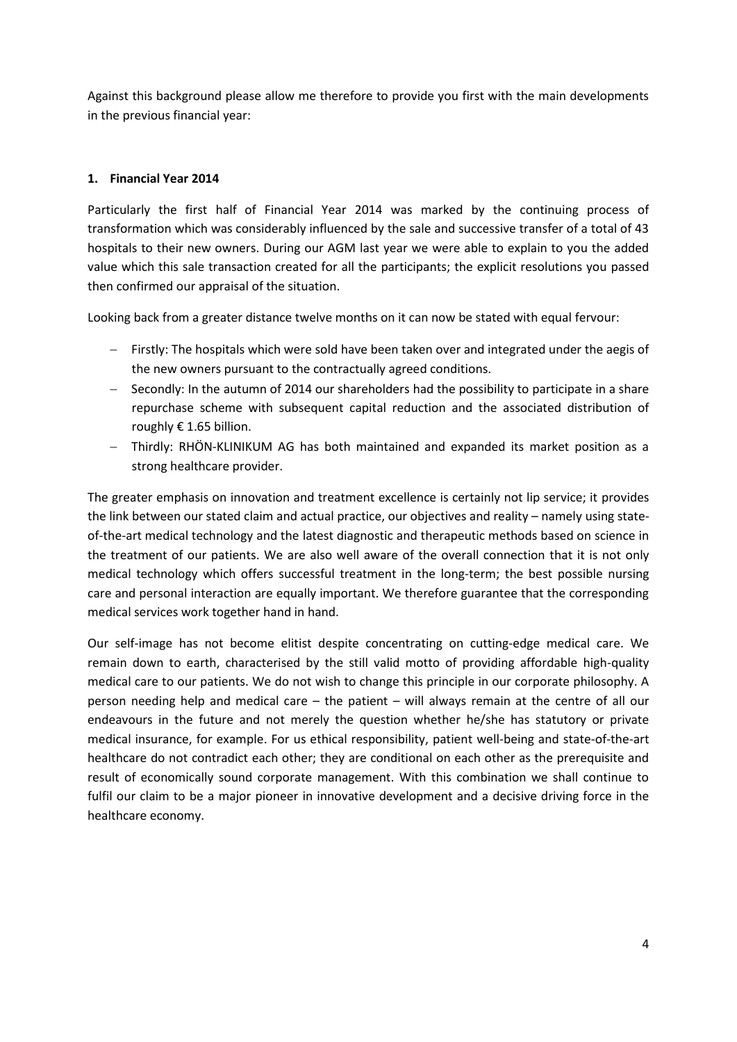Against this background please allow me therefore to provide you first with the main developments in the previous financial year:

## 1. Financial Year 2014

Particularly the first half of Financial Year 2014 was marked by the continuing process of transformation which was considerably influenced by the sale and successive transfer of a total of 43 hospitals to their new owners. During our AGM last year we were able to explain to you the added value which this sale transaction created for all the participants; the explicit resolutions you passed then confirmed our appraisal of the situation.

Looking back from a greater distance twelve months on it can now be stated with equal fervour:

- Firstly: The hospitals which were sold have been taken over and integrated under the aegis of the new owners pursuant to the contractually agreed conditions.
- Secondly: In the autumn of 2014 our shareholders had the possibility to participate in a share repurchase scheme with subsequent capital reduction and the associated distribution of roughly € 1.65 billion.
- Thirdly: RHÖN-KLINIKUM AG has both maintained and expanded its market position as a strong healthcare provider.

The greater emphasis on innovation and treatment excellence is certainly not lip service; it provides the link between our stated claim and actual practice, our objectives and reality – namely using state-of-the-art medical technology and the latest diagnostic and therapeutic methods based on science in the treatment of our patients. We are also well aware of the overall connection that it is not only medical technology which offers successful treatment in the long-term; the best possible nursing care and personal interaction are equally important. We therefore guarantee that the corresponding medical services work together hand in hand.

Our self-image has not become elitist despite concentrating on cutting-edge medical care. We remain down to earth, characterised by the still valid motto of providing affordable high-quality medical care to our patients. We do not wish to change this principle in our corporate philosophy. A person needing help and medical care – the patient – will always remain at the centre of all our endeavours in the future and not merely the question whether he/she has statutory or private medical insurance, for example. For us ethical responsibility, patient well-being and state-of-the-art healthcare do not contradict each other; they are conditional on each other as the prerequisite and result of economically sound corporate management. With this combination we shall continue to fulfil our claim to be a major pioneer in innovative development and a decisive driving force in the healthcare economy.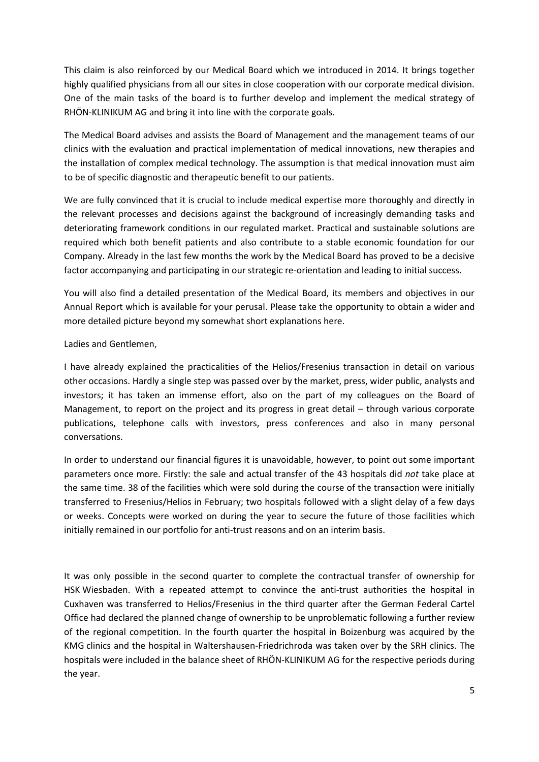This claim is also reinforced by our Medical Board which we introduced in 2014. It brings together highly qualified physicians from all our sites in close cooperation with our corporate medical division. One of the main tasks of the board is to further develop and implement the medical strategy of RHÖN-KLINIKUM AG and bring it into line with the corporate goals.

The Medical Board advises and assists the Board of Management and the management teams of our clinics with the evaluation and practical implementation of medical innovations, new therapies and the installation of complex medical technology. The assumption is that medical innovation must aim to be of specific diagnostic and therapeutic benefit to our patients.

We are fully convinced that it is crucial to include medical expertise more thoroughly and directly in the relevant processes and decisions against the background of increasingly demanding tasks and deteriorating framework conditions in our regulated market. Practical and sustainable solutions are required which both benefit patients and also contribute to a stable economic foundation for our Company. Already in the last few months the work by the Medical Board has proved to be a decisive factor accompanying and participating in our strategic re-orientation and leading to initial success.

You will also find a detailed presentation of the Medical Board, its members and objectives in our Annual Report which is available for your perusal. Please take the opportunity to obtain a wider and more detailed picture beyond my somewhat short explanations here.

Ladies and Gentlemen,

I have already explained the practicalities of the Helios/Fresenius transaction in detail on various other occasions. Hardly a single step was passed over by the market, press, wider public, analysts and investors; it has taken an immense effort, also on the part of my colleagues on the Board of Management, to report on the project and its progress in great detail – through various corporate publications, telephone calls with investors, press conferences and also in many personal conversations.

In order to understand our financial figures it is unavoidable, however, to point out some important parameters once more. Firstly: the sale and actual transfer of the 43 hospitals did *not* take place at the same time. 38 of the facilities which were sold during the course of the transaction were initially transferred to Fresenius/Helios in February; two hospitals followed with a slight delay of a few days or weeks. Concepts were worked on during the year to secure the future of those facilities which initially remained in our portfolio for anti-trust reasons and on an interim basis.

It was only possible in the second quarter to complete the contractual transfer of ownership for HSK Wiesbaden. With a repeated attempt to convince the anti-trust authorities the hospital in Cuxhaven was transferred to Helios/Fresenius in the third quarter after the German Federal Cartel Office had declared the planned change of ownership to be unproblematic following a further review of the regional competition. In the fourth quarter the hospital in Boizenburg was acquired by the KMG clinics and the hospital in Waltershausen-Friedrichroda was taken over by the SRH clinics. The hospitals were included in the balance sheet of RHÖN-KLINIKUM AG for the respective periods during the year.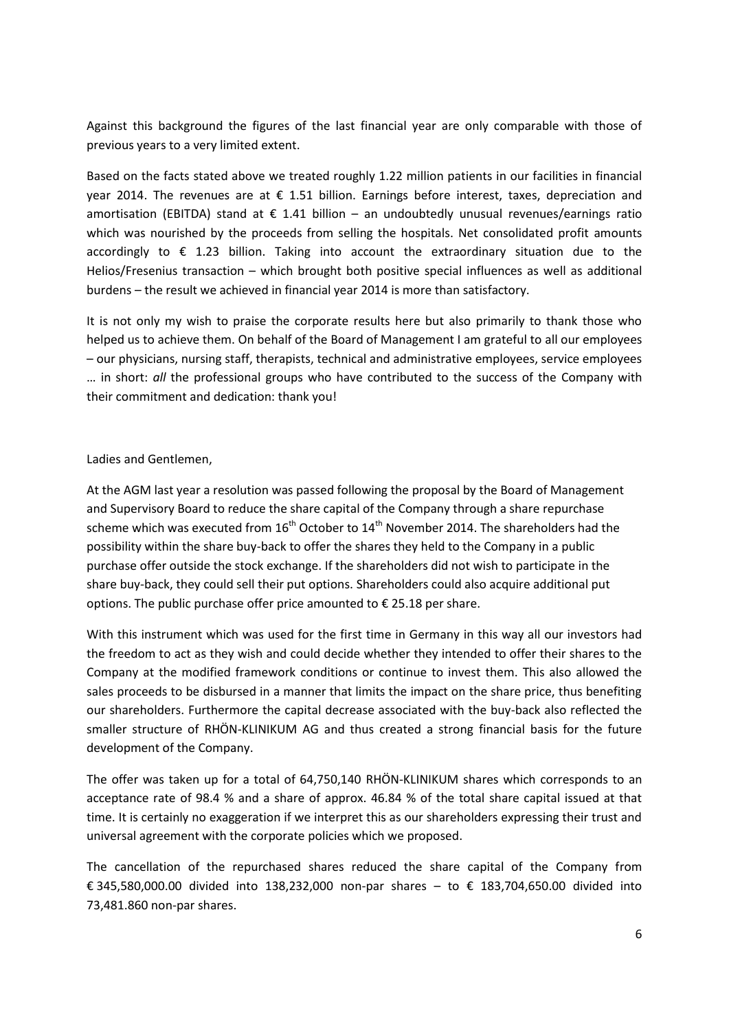Against this background the figures of the last financial year are only comparable with those of previous years to a very limited extent.

Based on the facts stated above we treated roughly 1.22 million patients in our facilities in financial year 2014. The revenues are at € 1.51 billion. Earnings before interest, taxes, depreciation and amortisation (EBITDA) stand at € 1.41 billion – an undoubtedly unusual revenues/earnings ratio which was nourished by the proceeds from selling the hospitals. Net consolidated profit amounts accordingly to € 1.23 billion. Taking into account the extraordinary situation due to the Helios/Fresenius transaction – which brought both positive special influences as well as additional burdens – the result we achieved in financial year 2014 is more than satisfactory.

It is not only my wish to praise the corporate results here but also primarily to thank those who helped us to achieve them. On behalf of the Board of Management I am grateful to all our employees – our physicians, nursing staff, therapists, technical and administrative employees, service employees … in short: *all* the professional groups who have contributed to the success of the Company with their commitment and dedication: thank you!

Ladies and Gentlemen,

At the AGM last year a resolution was passed following the proposal by the Board of Management and Supervisory Board to reduce the share capital of the Company through a share repurchase scheme which was executed from 16th October to 14th November 2014. The shareholders had the possibility within the share buy-back to offer the shares they held to the Company in a public purchase offer outside the stock exchange. If the shareholders did not wish to participate in the share buy-back, they could sell their put options. Shareholders could also acquire additional put options. The public purchase offer price amounted to € 25.18 per share.

With this instrument which was used for the first time in Germany in this way all our investors had the freedom to act as they wish and could decide whether they intended to offer their shares to the Company at the modified framework conditions or continue to invest them. This also allowed the sales proceeds to be disbursed in a manner that limits the impact on the share price, thus benefiting our shareholders. Furthermore the capital decrease associated with the buy-back also reflected the smaller structure of RHÖN-KLINIKUM AG and thus created a strong financial basis for the future development of the Company.

The offer was taken up for a total of 64,750,140 RHÖN-KLINIKUM shares which corresponds to an acceptance rate of 98.4 % and a share of approx. 46.84 % of the total share capital issued at that time. It is certainly no exaggeration if we interpret this as our shareholders expressing their trust and universal agreement with the corporate policies which we proposed.

The cancellation of the repurchased shares reduced the share capital of the Company from € 345,580,000.00 divided into 138,232,000 non-par shares – to € 183,704,650.00 divided into 73,481.860 non-par shares.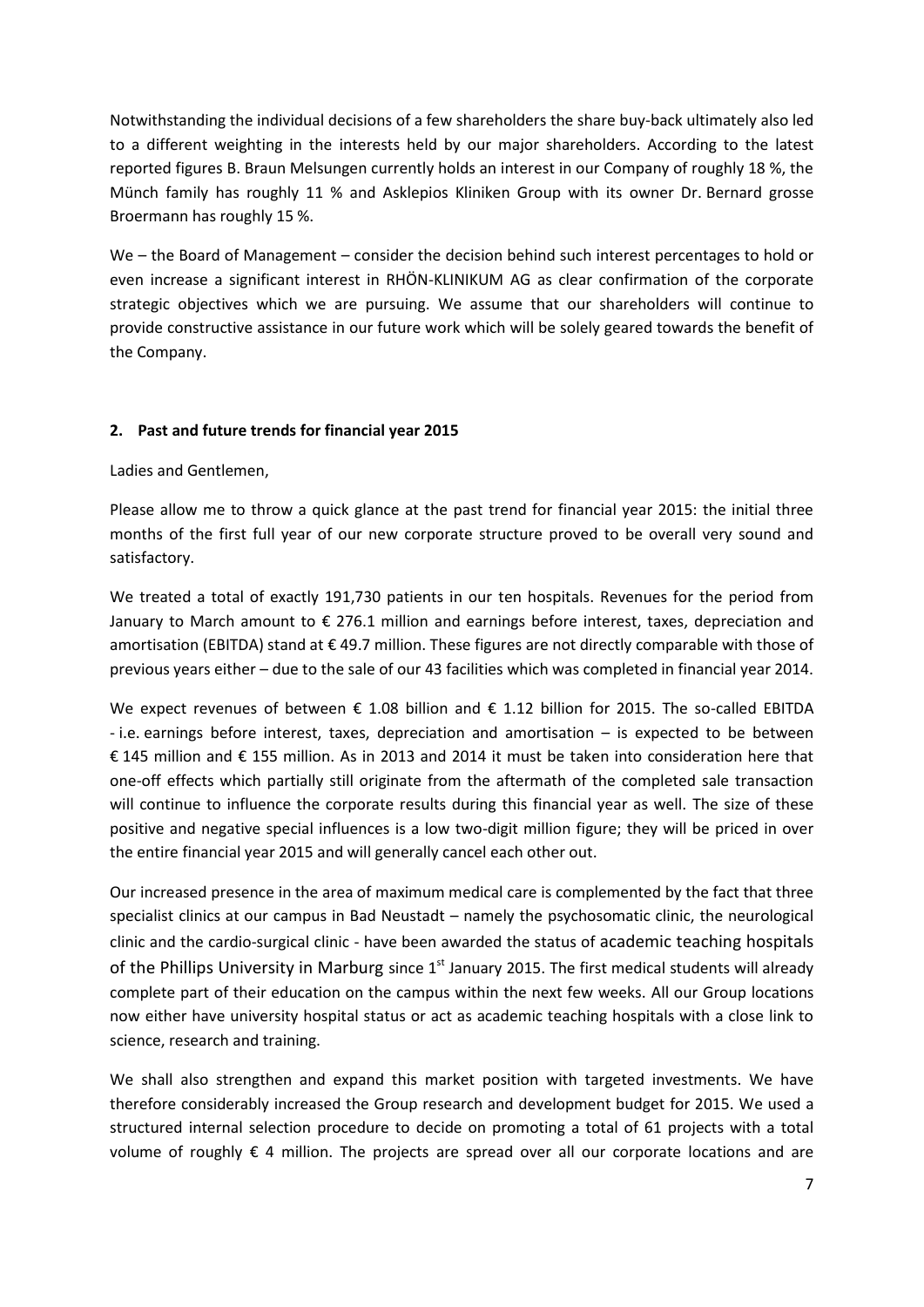Notwithstanding the individual decisions of a few shareholders the share buy-back ultimately also led to a different weighting in the interests held by our major shareholders. According to the latest reported figures B. Braun Melsungen currently holds an interest in our Company of roughly 18 %, the Münch family has roughly 11 % and Asklepios Kliniken Group with its owner Dr. Bernard grosse Broermann has roughly 15 %.

We – the Board of Management – consider the decision behind such interest percentages to hold or even increase a significant interest in RHÖN-KLINIKUM AG as clear confirmation of the corporate strategic objectives which we are pursuing. We assume that our shareholders will continue to provide constructive assistance in our future work which will be solely geared towards the benefit of the Company.

## 2. Past and future trends for financial year 2015

Ladies and Gentlemen,

Please allow me to throw a quick glance at the past trend for financial year 2015: the initial three months of the first full year of our new corporate structure proved to be overall very sound and satisfactory.

We treated a total of exactly 191,730 patients in our ten hospitals. Revenues for the period from January to March amount to € 276.1 million and earnings before interest, taxes, depreciation and amortisation (EBITDA) stand at € 49.7 million. These figures are not directly comparable with those of previous years either – due to the sale of our 43 facilities which was completed in financial year 2014.

We expect revenues of between € 1.08 billion and € 1.12 billion for 2015. The so-called EBITDA - i.e. earnings before interest, taxes, depreciation and amortisation – is expected to be between € 145 million and € 155 million. As in 2013 and 2014 it must be taken into consideration here that one-off effects which partially still originate from the aftermath of the completed sale transaction will continue to influence the corporate results during this financial year as well. The size of these positive and negative special influences is a low two-digit million figure; they will be priced in over the entire financial year 2015 and will generally cancel each other out.

Our increased presence in the area of maximum medical care is complemented by the fact that three specialist clinics at our campus in Bad Neustadt – namely the psychosomatic clinic, the neurological clinic and the cardio-surgical clinic - have been awarded the status of academic teaching hospitals of the Phillips University in Marburg since 1st January 2015. The first medical students will already complete part of their education on the campus within the next few weeks. All our Group locations now either have university hospital status or act as academic teaching hospitals with a close link to science, research and training.

We shall also strengthen and expand this market position with targeted investments. We have therefore considerably increased the Group research and development budget for 2015. We used a structured internal selection procedure to decide on promoting a total of 61 projects with a total volume of roughly € 4 million. The projects are spread over all our corporate locations and are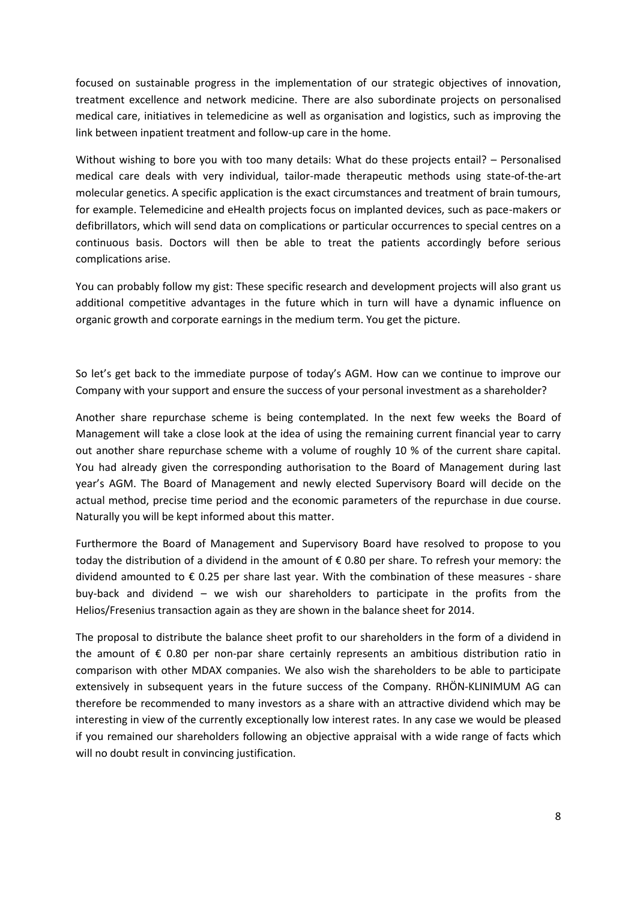focused on sustainable progress in the implementation of our strategic objectives of innovation, treatment excellence and network medicine. There are also subordinate projects on personalised medical care, initiatives in telemedicine as well as organisation and logistics, such as improving the link between inpatient treatment and follow-up care in the home.

Without wishing to bore you with too many details: What do these projects entail? – Personalised medical care deals with very individual, tailor-made therapeutic methods using state-of-the-art molecular genetics. A specific application is the exact circumstances and treatment of brain tumours, for example. Telemedicine and eHealth projects focus on implanted devices, such as pace-makers or defibrillators, which will send data on complications or particular occurrences to special centres on a continuous basis. Doctors will then be able to treat the patients accordingly before serious complications arise.

You can probably follow my gist: These specific research and development projects will also grant us additional competitive advantages in the future which in turn will have a dynamic influence on organic growth and corporate earnings in the medium term. You get the picture.

So let's get back to the immediate purpose of today's AGM. How can we continue to improve our Company with your support and ensure the success of your personal investment as a shareholder?

Another share repurchase scheme is being contemplated. In the next few weeks the Board of Management will take a close look at the idea of using the remaining current financial year to carry out another share repurchase scheme with a volume of roughly 10 % of the current share capital. You had already given the corresponding authorisation to the Board of Management during last year's AGM. The Board of Management and newly elected Supervisory Board will decide on the actual method, precise time period and the economic parameters of the repurchase in due course. Naturally you will be kept informed about this matter.

Furthermore the Board of Management and Supervisory Board have resolved to propose to you today the distribution of a dividend in the amount of € 0.80 per share. To refresh your memory: the dividend amounted to € 0.25 per share last year. With the combination of these measures - share buy-back and dividend – we wish our shareholders to participate in the profits from the Helios/Fresenius transaction again as they are shown in the balance sheet for 2014.

The proposal to distribute the balance sheet profit to our shareholders in the form of a dividend in the amount of € 0.80 per non-par share certainly represents an ambitious distribution ratio in comparison with other MDAX companies. We also wish the shareholders to be able to participate extensively in subsequent years in the future success of the Company. RHÖN-KLINIMUM AG can therefore be recommended to many investors as a share with an attractive dividend which may be interesting in view of the currently exceptionally low interest rates. In any case we would be pleased if you remained our shareholders following an objective appraisal with a wide range of facts which will no doubt result in convincing justification.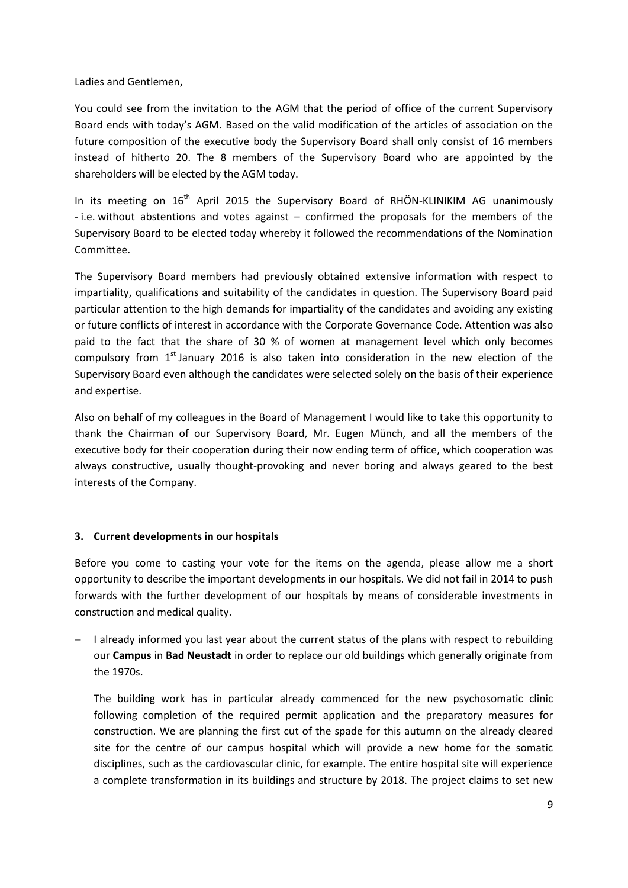Ladies and Gentlemen,

You could see from the invitation to the AGM that the period of office of the current Supervisory Board ends with today's AGM. Based on the valid modification of the articles of association on the future composition of the executive body the Supervisory Board shall only consist of 16 members instead of hitherto 20. The 8 members of the Supervisory Board who are appointed by the shareholders will be elected by the AGM today.

In its meeting on 16th April 2015 the Supervisory Board of RHÖN-KLINIKIM AG unanimously - i.e. without abstentions and votes against – confirmed the proposals for the members of the Supervisory Board to be elected today whereby it followed the recommendations of the Nomination Committee.

The Supervisory Board members had previously obtained extensive information with respect to impartiality, qualifications and suitability of the candidates in question. The Supervisory Board paid particular attention to the high demands for impartiality of the candidates and avoiding any existing or future conflicts of interest in accordance with the Corporate Governance Code. Attention was also paid to the fact that the share of 30 % of women at management level which only becomes compulsory from 1st January 2016 is also taken into consideration in the new election of the Supervisory Board even although the candidates were selected solely on the basis of their experience and expertise.

Also on behalf of my colleagues in the Board of Management I would like to take this opportunity to thank the Chairman of our Supervisory Board, Mr. Eugen Münch, and all the members of the executive body for their cooperation during their now ending term of office, which cooperation was always constructive, usually thought-provoking and never boring and always geared to the best interests of the Company.

## 3. Current developments in our hospitals

Before you come to casting your vote for the items on the agenda, please allow me a short opportunity to describe the important developments in our hospitals. We did not fail in 2014 to push forwards with the further development of our hospitals by means of considerable investments in construction and medical quality.

- I already informed you last year about the current status of the plans with respect to rebuilding our **Campus** in **Bad Neustadt** in order to replace our old buildings which generally originate from the 1970s.

  The building work has in particular already commenced for the new psychosomatic clinic following completion of the required permit application and the preparatory measures for construction. We are planning the first cut of the spade for this autumn on the already cleared site for the centre of our campus hospital which will provide a new home for the somatic disciplines, such as the cardiovascular clinic, for example. The entire hospital site will experience a complete transformation in its buildings and structure by 2018. The project claims to set new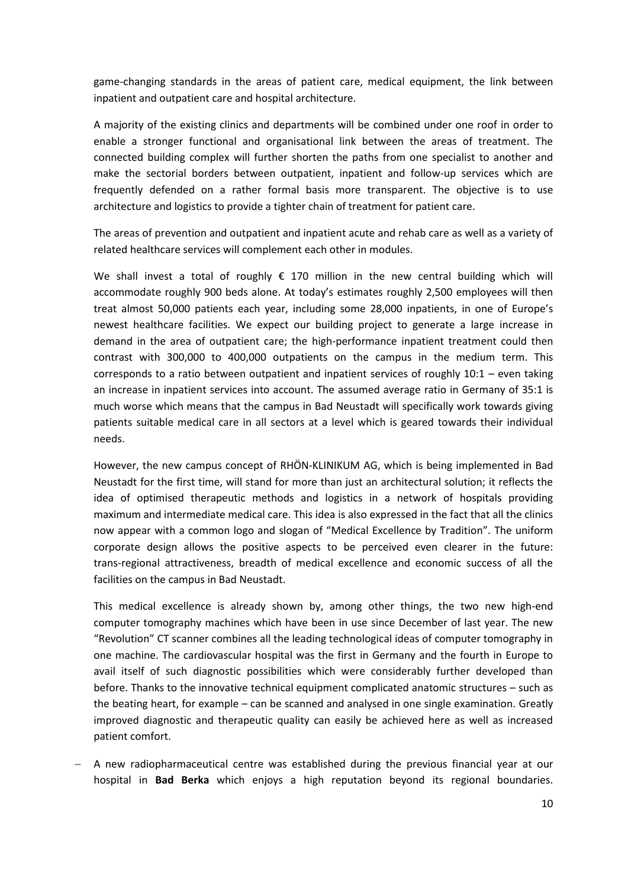game-changing standards in the areas of patient care, medical equipment, the link between inpatient and outpatient care and hospital architecture.

A majority of the existing clinics and departments will be combined under one roof in order to enable a stronger functional and organisational link between the areas of treatment. The connected building complex will further shorten the paths from one specialist to another and make the sectorial borders between outpatient, inpatient and follow-up services which are frequently defended on a rather formal basis more transparent. The objective is to use architecture and logistics to provide a tighter chain of treatment for patient care.

The areas of prevention and outpatient and inpatient acute and rehab care as well as a variety of related healthcare services will complement each other in modules.

We shall invest a total of roughly € 170 million in the new central building which will accommodate roughly 900 beds alone. At today's estimates roughly 2,500 employees will then treat almost 50,000 patients each year, including some 28,000 inpatients, in one of Europe's newest healthcare facilities. We expect our building project to generate a large increase in demand in the area of outpatient care; the high-performance inpatient treatment could then contrast with 300,000 to 400,000 outpatients on the campus in the medium term. This corresponds to a ratio between outpatient and inpatient services of roughly 10:1 – even taking an increase in inpatient services into account. The assumed average ratio in Germany of 35:1 is much worse which means that the campus in Bad Neustadt will specifically work towards giving patients suitable medical care in all sectors at a level which is geared towards their individual needs.

However, the new campus concept of RHÖN-KLINIKUM AG, which is being implemented in Bad Neustadt for the first time, will stand for more than just an architectural solution; it reflects the idea of optimised therapeutic methods and logistics in a network of hospitals providing maximum and intermediate medical care. This idea is also expressed in the fact that all the clinics now appear with a common logo and slogan of "Medical Excellence by Tradition". The uniform corporate design allows the positive aspects to be perceived even clearer in the future: trans-regional attractiveness, breadth of medical excellence and economic success of all the facilities on the campus in Bad Neustadt.

This medical excellence is already shown by, among other things, the two new high-end computer tomography machines which have been in use since December of last year. The new "Revolution" CT scanner combines all the leading technological ideas of computer tomography in one machine. The cardiovascular hospital was the first in Germany and the fourth in Europe to avail itself of such diagnostic possibilities which were considerably further developed than before. Thanks to the innovative technical equipment complicated anatomic structures – such as the beating heart, for example – can be scanned and analysed in one single examination. Greatly improved diagnostic and therapeutic quality can easily be achieved here as well as increased patient comfort.

- A new radiopharmaceutical centre was established during the previous financial year at our hospital in **Bad Berka** which enjoys a high reputation beyond its regional boundaries.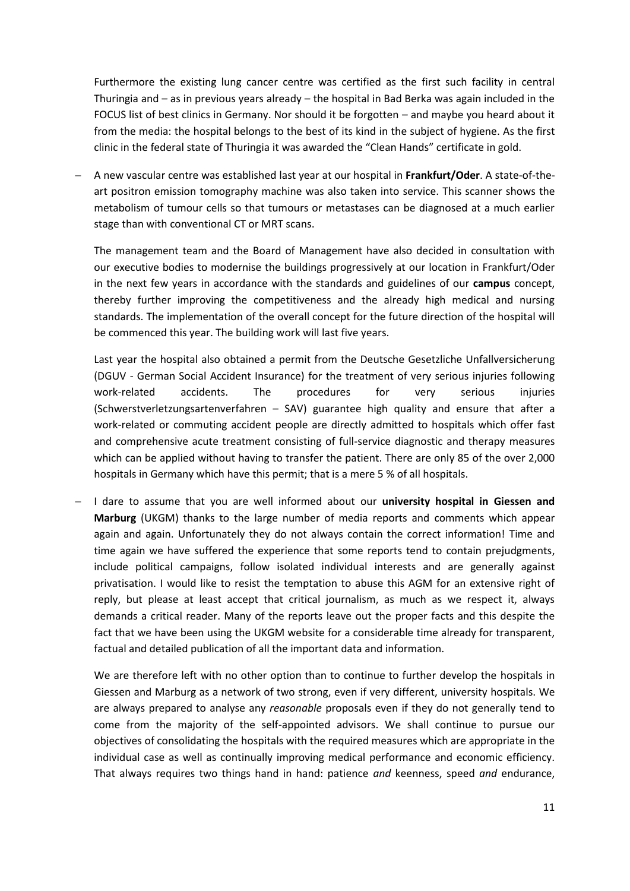Furthermore the existing lung cancer centre was certified as the first such facility in central Thuringia and – as in previous years already – the hospital in Bad Berka was again included in the FOCUS list of best clinics in Germany. Nor should it be forgotten – and maybe you heard about it from the media: the hospital belongs to the best of its kind in the subject of hygiene. As the first clinic in the federal state of Thuringia it was awarded the "Clean Hands" certificate in gold.

- A new vascular centre was established last year at our hospital in **Frankfurt/Oder**. A state-of-the-art positron emission tomography machine was also taken into service. This scanner shows the metabolism of tumour cells so that tumours or metastases can be diagnosed at a much earlier stage than with conventional CT or MRT scans.

  The management team and the Board of Management have also decided in consultation with our executive bodies to modernise the buildings progressively at our location in Frankfurt/Oder in the next few years in accordance with the standards and guidelines of our **campus** concept, thereby further improving the competitiveness and the already high medical and nursing standards. The implementation of the overall concept for the future direction of the hospital will be commenced this year. The building work will last five years.

  Last year the hospital also obtained a permit from the Deutsche Gesetzliche Unfallversicherung (DGUV - German Social Accident Insurance) for the treatment of very serious injuries following work-related accidents. The procedures for very serious injuries (Schwerstverletzungsartenverfahren – SAV) guarantee high quality and ensure that after a work-related or commuting accident people are directly admitted to hospitals which offer fast and comprehensive acute treatment consisting of full-service diagnostic and therapy measures which can be applied without having to transfer the patient. There are only 85 of the over 2,000 hospitals in Germany which have this permit; that is a mere 5 % of all hospitals.

- I dare to assume that you are well informed about our **university hospital in Giessen and Marburg** (UKGM) thanks to the large number of media reports and comments which appear again and again. Unfortunately they do not always contain the correct information! Time and time again we have suffered the experience that some reports tend to contain prejudgments, include political campaigns, follow isolated individual interests and are generally against privatisation. I would like to resist the temptation to abuse this AGM for an extensive right of reply, but please at least accept that critical journalism, as much as we respect it, always demands a critical reader. Many of the reports leave out the proper facts and this despite the fact that we have been using the UKGM website for a considerable time already for transparent, factual and detailed publication of all the important data and information.

  We are therefore left with no other option than to continue to further develop the hospitals in Giessen and Marburg as a network of two strong, even if very different, university hospitals. We are always prepared to analyse any *reasonable* proposals even if they do not generally tend to come from the majority of the self-appointed advisors. We shall continue to pursue our objectives of consolidating the hospitals with the required measures which are appropriate in the individual case as well as continually improving medical performance and economic efficiency. That always requires two things hand in hand: patience *and* keenness, speed *and* endurance,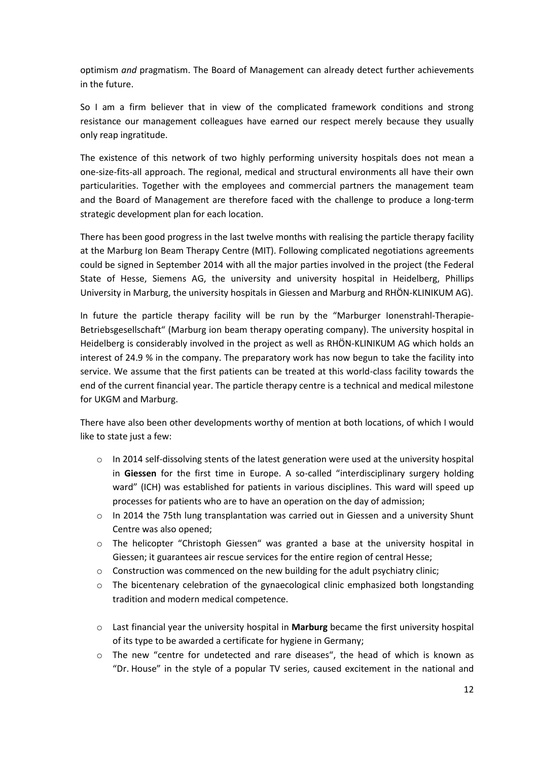optimism *and* pragmatism. The Board of Management can already detect further achievements in the future.

So I am a firm believer that in view of the complicated framework conditions and strong resistance our management colleagues have earned our respect merely because they usually only reap ingratitude.

The existence of this network of two highly performing university hospitals does not mean a one-size-fits-all approach. The regional, medical and structural environments all have their own particularities. Together with the employees and commercial partners the management team and the Board of Management are therefore faced with the challenge to produce a long-term strategic development plan for each location.

There has been good progress in the last twelve months with realising the particle therapy facility at the Marburg Ion Beam Therapy Centre (MIT). Following complicated negotiations agreements could be signed in September 2014 with all the major parties involved in the project (the Federal State of Hesse, Siemens AG, the university and university hospital in Heidelberg, Phillips University in Marburg, the university hospitals in Giessen and Marburg and RHÖN-KLINIKUM AG).

In future the particle therapy facility will be run by the "Marburger Ionenstrahl-Therapie-Betriebsgesellschaft" (Marburg ion beam therapy operating company). The university hospital in Heidelberg is considerably involved in the project as well as RHÖN-KLINIKUM AG which holds an interest of 24.9 % in the company. The preparatory work has now begun to take the facility into service. We assume that the first patients can be treated at this world-class facility towards the end of the current financial year. The particle therapy centre is a technical and medical milestone for UKGM and Marburg.

There have also been other developments worthy of mention at both locations, of which I would like to state just a few:

- In 2014 self-dissolving stents of the latest generation were used at the university hospital in **Giessen** for the first time in Europe. A so-called "interdisciplinary surgery holding ward" (ICH) was established for patients in various disciplines. This ward will speed up processes for patients who are to have an operation on the day of admission;
- In 2014 the 75th lung transplantation was carried out in Giessen and a university Shunt Centre was also opened;
- The helicopter "Christoph Giessen" was granted a base at the university hospital in Giessen; it guarantees air rescue services for the entire region of central Hesse;
- Construction was commenced on the new building for the adult psychiatry clinic;
- The bicentenary celebration of the gynaecological clinic emphasized both longstanding tradition and modern medical competence.

- Last financial year the university hospital in **Marburg** became the first university hospital of its type to be awarded a certificate for hygiene in Germany;
- The new "centre for undetected and rare diseases", the head of which is known as "Dr. House" in the style of a popular TV series, caused excitement in the national and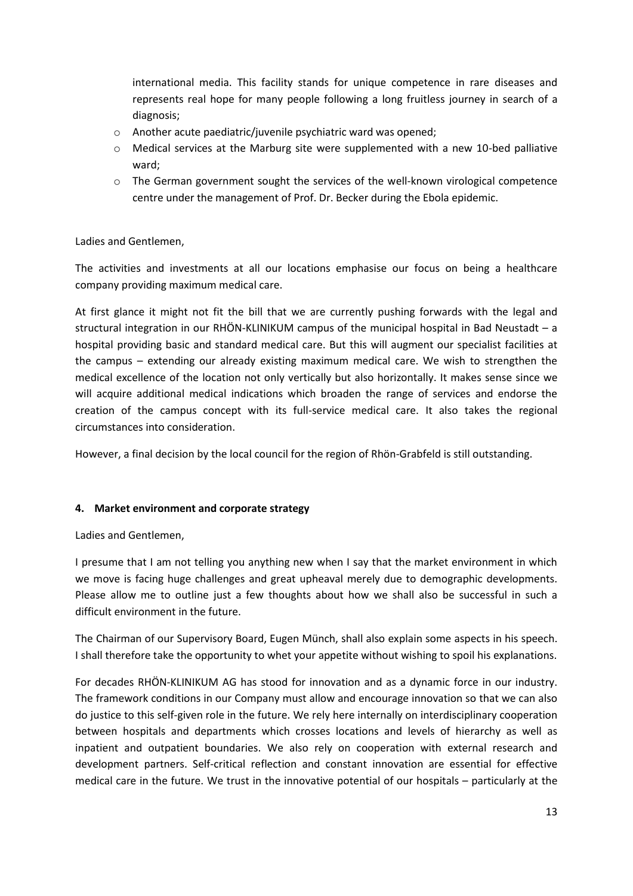international media. This facility stands for unique competence in rare diseases and represents real hope for many people following a long fruitless journey in search of a diagnosis;

- Another acute paediatric/juvenile psychiatric ward was opened;
- Medical services at the Marburg site were supplemented with a new 10-bed palliative ward;
- The German government sought the services of the well-known virological competence centre under the management of Prof. Dr. Becker during the Ebola epidemic.

Ladies and Gentlemen,

The activities and investments at all our locations emphasise our focus on being a healthcare company providing maximum medical care.

At first glance it might not fit the bill that we are currently pushing forwards with the legal and structural integration in our RHÖN-KLINIKUM campus of the municipal hospital in Bad Neustadt – a hospital providing basic and standard medical care. But this will augment our specialist facilities at the campus – extending our already existing maximum medical care. We wish to strengthen the medical excellence of the location not only vertically but also horizontally. It makes sense since we will acquire additional medical indications which broaden the range of services and endorse the creation of the campus concept with its full-service medical care. It also takes the regional circumstances into consideration.

However, a final decision by the local council for the region of Rhön-Grabfeld is still outstanding.

## 4. Market environment and corporate strategy

Ladies and Gentlemen,

I presume that I am not telling you anything new when I say that the market environment in which we move is facing huge challenges and great upheaval merely due to demographic developments. Please allow me to outline just a few thoughts about how we shall also be successful in such a difficult environment in the future.

The Chairman of our Supervisory Board, Eugen Münch, shall also explain some aspects in his speech. I shall therefore take the opportunity to whet your appetite without wishing to spoil his explanations.

For decades RHÖN-KLINIKUM AG has stood for innovation and as a dynamic force in our industry. The framework conditions in our Company must allow and encourage innovation so that we can also do justice to this self-given role in the future. We rely here internally on interdisciplinary cooperation between hospitals and departments which crosses locations and levels of hierarchy as well as inpatient and outpatient boundaries. We also rely on cooperation with external research and development partners. Self-critical reflection and constant innovation are essential for effective medical care in the future. We trust in the innovative potential of our hospitals – particularly at the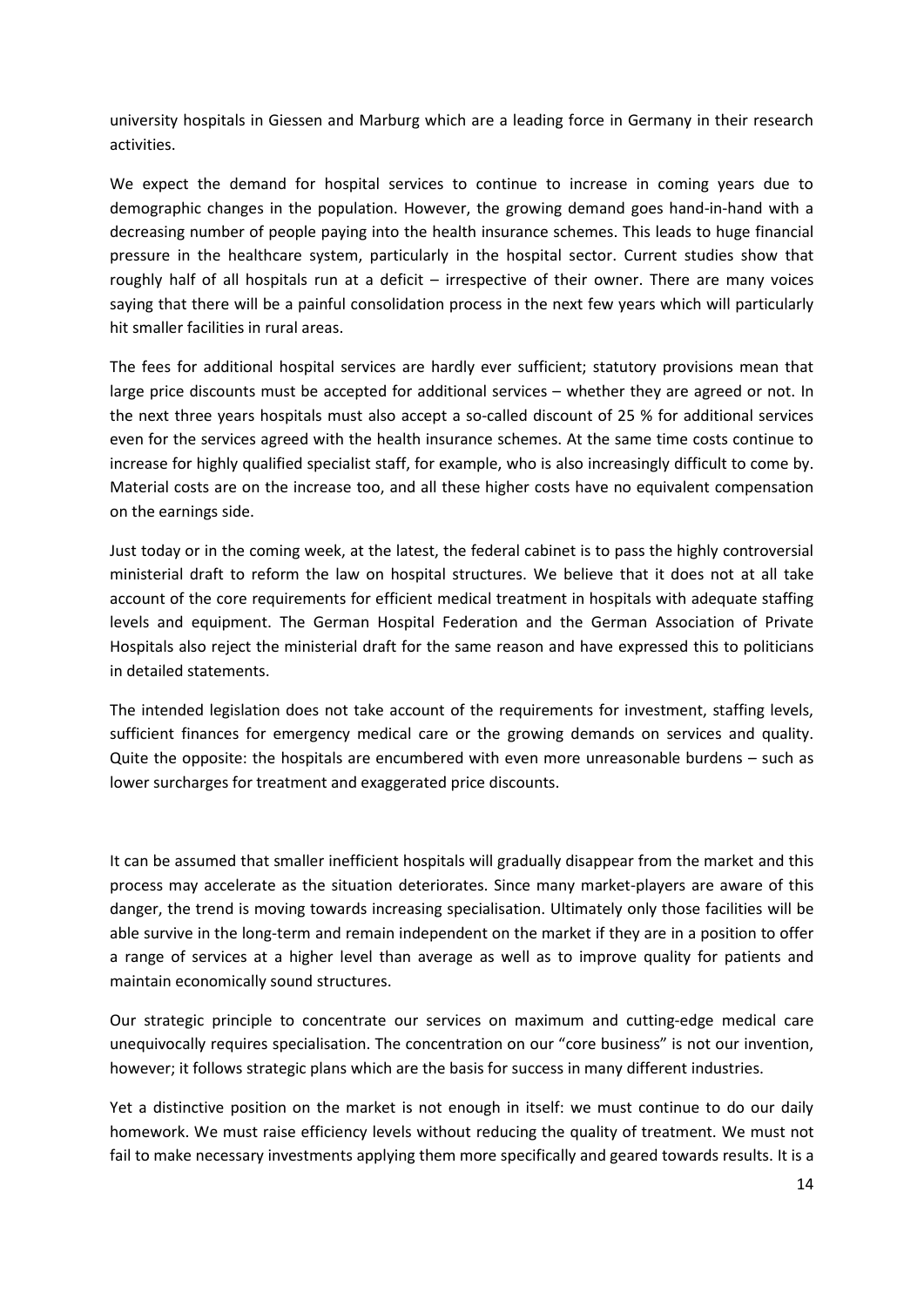university hospitals in Giessen and Marburg which are a leading force in Germany in their research activities.

We expect the demand for hospital services to continue to increase in coming years due to demographic changes in the population. However, the growing demand goes hand-in-hand with a decreasing number of people paying into the health insurance schemes. This leads to huge financial pressure in the healthcare system, particularly in the hospital sector. Current studies show that roughly half of all hospitals run at a deficit – irrespective of their owner. There are many voices saying that there will be a painful consolidation process in the next few years which will particularly hit smaller facilities in rural areas.

The fees for additional hospital services are hardly ever sufficient; statutory provisions mean that large price discounts must be accepted for additional services – whether they are agreed or not. In the next three years hospitals must also accept a so-called discount of 25 % for additional services even for the services agreed with the health insurance schemes. At the same time costs continue to increase for highly qualified specialist staff, for example, who is also increasingly difficult to come by. Material costs are on the increase too, and all these higher costs have no equivalent compensation on the earnings side.

Just today or in the coming week, at the latest, the federal cabinet is to pass the highly controversial ministerial draft to reform the law on hospital structures. We believe that it does not at all take account of the core requirements for efficient medical treatment in hospitals with adequate staffing levels and equipment. The German Hospital Federation and the German Association of Private Hospitals also reject the ministerial draft for the same reason and have expressed this to politicians in detailed statements.

The intended legislation does not take account of the requirements for investment, staffing levels, sufficient finances for emergency medical care or the growing demands on services and quality. Quite the opposite: the hospitals are encumbered with even more unreasonable burdens – such as lower surcharges for treatment and exaggerated price discounts.

It can be assumed that smaller inefficient hospitals will gradually disappear from the market and this process may accelerate as the situation deteriorates. Since many market-players are aware of this danger, the trend is moving towards increasing specialisation. Ultimately only those facilities will be able survive in the long-term and remain independent on the market if they are in a position to offer a range of services at a higher level than average as well as to improve quality for patients and maintain economically sound structures.

Our strategic principle to concentrate our services on maximum and cutting-edge medical care unequivocally requires specialisation. The concentration on our "core business" is not our invention, however; it follows strategic plans which are the basis for success in many different industries.

Yet a distinctive position on the market is not enough in itself: we must continue to do our daily homework. We must raise efficiency levels without reducing the quality of treatment. We must not fail to make necessary investments applying them more specifically and geared towards results. It is a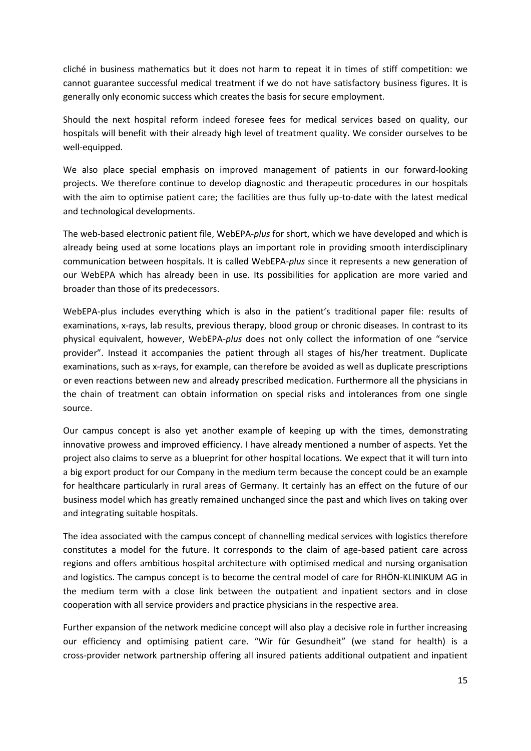cliché in business mathematics but it does not harm to repeat it in times of stiff competition: we cannot guarantee successful medical treatment if we do not have satisfactory business figures. It is generally only economic success which creates the basis for secure employment.

Should the next hospital reform indeed foresee fees for medical services based on quality, our hospitals will benefit with their already high level of treatment quality. We consider ourselves to be well-equipped.

We also place special emphasis on improved management of patients in our forward-looking projects. We therefore continue to develop diagnostic and therapeutic procedures in our hospitals with the aim to optimise patient care; the facilities are thus fully up-to-date with the latest medical and technological developments.

The web-based electronic patient file, WebEPA-*plus* for short, which we have developed and which is already being used at some locations plays an important role in providing smooth interdisciplinary communication between hospitals. It is called WebEPA-*plus* since it represents a new generation of our WebEPA which has already been in use. Its possibilities for application are more varied and broader than those of its predecessors.

WebEPA-plus includes everything which is also in the patient's traditional paper file: results of examinations, x-rays, lab results, previous therapy, blood group or chronic diseases. In contrast to its physical equivalent, however, WebEPA-*plus* does not only collect the information of one "service provider". Instead it accompanies the patient through all stages of his/her treatment. Duplicate examinations, such as x-rays, for example, can therefore be avoided as well as duplicate prescriptions or even reactions between new and already prescribed medication. Furthermore all the physicians in the chain of treatment can obtain information on special risks and intolerances from one single source.

Our campus concept is also yet another example of keeping up with the times, demonstrating innovative prowess and improved efficiency. I have already mentioned a number of aspects. Yet the project also claims to serve as a blueprint for other hospital locations. We expect that it will turn into a big export product for our Company in the medium term because the concept could be an example for healthcare particularly in rural areas of Germany. It certainly has an effect on the future of our business model which has greatly remained unchanged since the past and which lives on taking over and integrating suitable hospitals.

The idea associated with the campus concept of channelling medical services with logistics therefore constitutes a model for the future. It corresponds to the claim of age-based patient care across regions and offers ambitious hospital architecture with optimised medical and nursing organisation and logistics. The campus concept is to become the central model of care for RHÖN-KLINIKUM AG in the medium term with a close link between the outpatient and inpatient sectors and in close cooperation with all service providers and practice physicians in the respective area.

Further expansion of the network medicine concept will also play a decisive role in further increasing our efficiency and optimising patient care. "Wir für Gesundheit" (we stand for health) is a cross-provider network partnership offering all insured patients additional outpatient and inpatient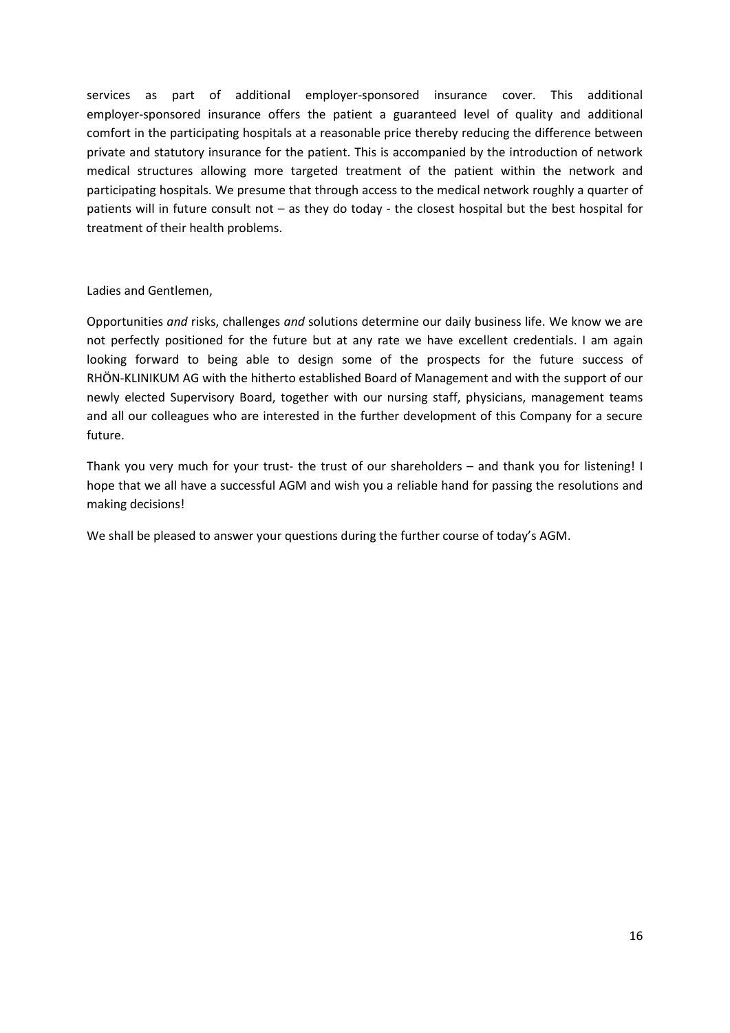services as part of additional employer-sponsored insurance cover. This additional employer-sponsored insurance offers the patient a guaranteed level of quality and additional comfort in the participating hospitals at a reasonable price thereby reducing the difference between private and statutory insurance for the patient. This is accompanied by the introduction of network medical structures allowing more targeted treatment of the patient within the network and participating hospitals. We presume that through access to the medical network roughly a quarter of patients will in future consult not – as they do today - the closest hospital but the best hospital for treatment of their health problems.

Ladies and Gentlemen,

Opportunities *and* risks, challenges *and* solutions determine our daily business life. We know we are not perfectly positioned for the future but at any rate we have excellent credentials. I am again looking forward to being able to design some of the prospects for the future success of RHÖN-KLINIKUM AG with the hitherto established Board of Management and with the support of our newly elected Supervisory Board, together with our nursing staff, physicians, management teams and all our colleagues who are interested in the further development of this Company for a secure future.

Thank you very much for your trust- the trust of our shareholders – and thank you for listening! I hope that we all have a successful AGM and wish you a reliable hand for passing the resolutions and making decisions!

We shall be pleased to answer your questions during the further course of today's AGM.